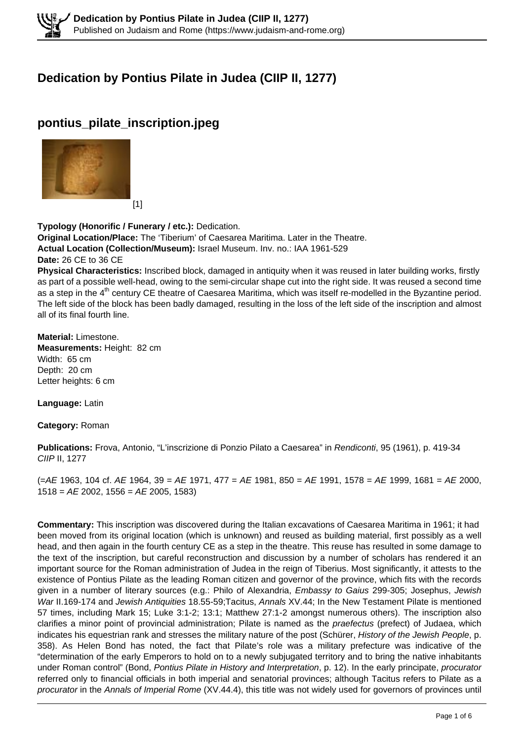# Dedication by Pontius Pilate in Judea (CIIP II, 1277)

## pontius_pilate_inscription.jpeg

[1]

**Typology (Honorific / Funerary / etc.):** Dedication.
**Original Location/Place:** The 'Tiberium' of Caesarea Maritima. Later in the Theatre.
**Actual Location (Collection/Museum):** Israel Museum. Inv. no.: IAA 1961-529
**Date:** 26 CE to 36 CE
**Physical Characteristics:** Inscribed block, damaged in antiquity when it was reused in later building works, firstly as part of a possible well-head, owing to the semi-circular shape cut into the right side. It was reused a second time as a step in the 4th century CE theatre of Caesarea Maritima, which was itself re-modelled in the Byzantine period. The left side of the block has been badly damaged, resulting in the loss of the left side of the inscription and almost all of its final fourth line.

**Material:** Limestone.
**Measurements:** Height: 82 cm
Width: 65 cm
Depth: 20 cm
Letter heights: 6 cm

**Language:** Latin

**Category:** Roman

**Publications:** Frova, Antonio, "L'inscrizione di Ponzio Pilato a Caesarea" in *Rendiconti*, 95 (1961), p. 419-34
*CIIP* II, 1277

(=*AE* 1963, 104 cf. *AE* 1964, 39 = *AE* 1971, 477 = *AE* 1981, 850 = *AE* 1991, 1578 = *AE* 1999, 1681 = *AE* 2000, 1518 = *AE* 2002, 1556 = *AE* 2005, 1583)

**Commentary:** This inscription was discovered during the Italian excavations of Caesarea Maritima in 1961; it had been moved from its original location (which is unknown) and reused as building material, first possibly as a well head, and then again in the fourth century CE as a step in the theatre. This reuse has resulted in some damage to the text of the inscription, but careful reconstruction and discussion by a number of scholars has rendered it an important source for the Roman administration of Judea in the reign of Tiberius. Most significantly, it attests to the existence of Pontius Pilate as the leading Roman citizen and governor of the province, which fits with the records given in a number of literary sources (e.g.: Philo of Alexandria, *Embassy to Gaius* 299-305; Josephus, *Jewish War* II.169-174 and *Jewish Antiquities* 18.55-59;Tacitus, *Annals* XV.44; In the New Testament Pilate is mentioned 57 times, including Mark 15; Luke 3:1-2; 13:1; Matthew 27:1-2 amongst numerous others). The inscription also clarifies a minor point of provincial administration; Pilate is named as the *praefectus* (prefect) of Judaea, which indicates his equestrian rank and stresses the military nature of the post (Schürer, *History of the Jewish People*, p. 358). As Helen Bond has noted, the fact that Pilate's role was a military prefecture was indicative of the "determination of the early Emperors to hold on to a newly subjugated territory and to bring the native inhabitants under Roman control" (Bond, *Pontius Pilate in History and Interpretation*, p. 12). In the early principate, *procurator* referred only to financial officials in both imperial and senatorial provinces; although Tacitus refers to Pilate as a *procurator* in the *Annals of Imperial Rome* (XV.44.4), this title was not widely used for governors of provinces until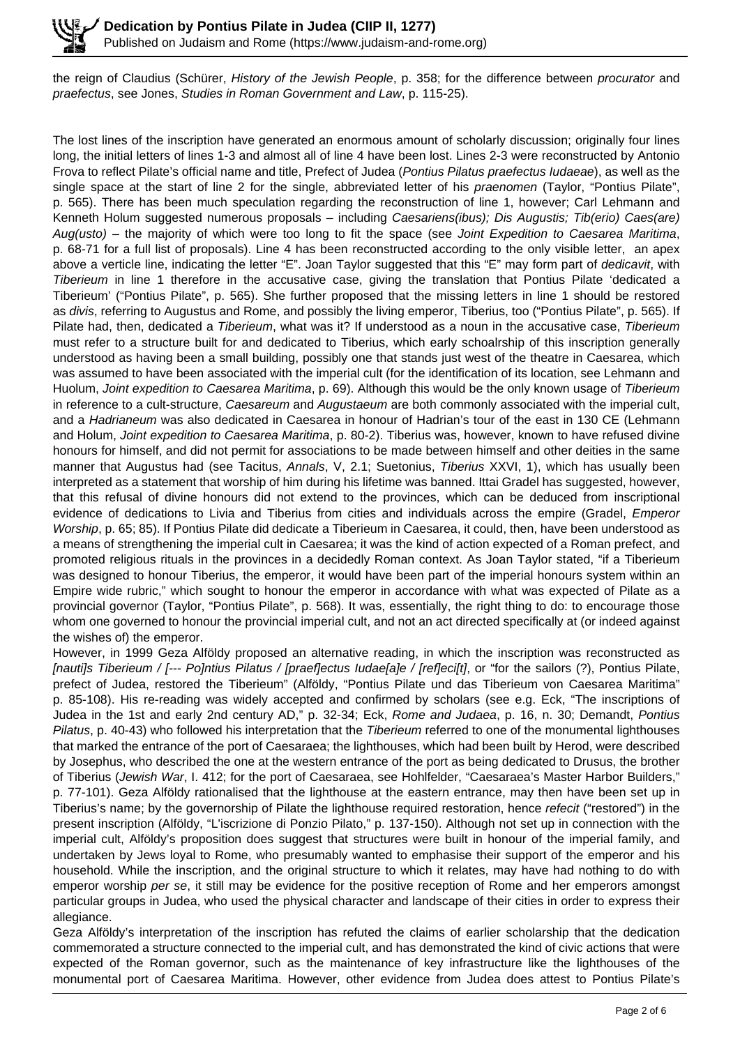the reign of Claudius (Schürer, *History of the Jewish People*, p. 358; for the difference between *procurator* and *praefectus*, see Jones, *Studies in Roman Government and Law*, p. 115-25).

The lost lines of the inscription have generated an enormous amount of scholarly discussion; originally four lines long, the initial letters of lines 1-3 and almost all of line 4 have been lost. Lines 2-3 were reconstructed by Antonio Frova to reflect Pilate's official name and title, Prefect of Judea (*Pontius Pilatus praefectus Iudaeae*), as well as the single space at the start of line 2 for the single, abbreviated letter of his *praenomen* (Taylor, "Pontius Pilate", p. 565). There has been much speculation regarding the reconstruction of line 1, however; Carl Lehmann and Kenneth Holum suggested numerous proposals – including *Caesariens(ibus); Dis Augustis; Tib(erio) Caes(are) Aug(usto)* – the majority of which were too long to fit the space (see *Joint Expedition to Caesarea Maritima*, p. 68-71 for a full list of proposals). Line 4 has been reconstructed according to the only visible letter, an apex above a verticle line, indicating the letter "E". Joan Taylor suggested that this "E" may form part of *dedicavit*, with *Tiberieum* in line 1 therefore in the accusative case, giving the translation that Pontius Pilate 'dedicated a Tiberieum' ("Pontius Pilate", p. 565). She further proposed that the missing letters in line 1 should be restored as *divis*, referring to Augustus and Rome, and possibly the living emperor, Tiberius, too ("Pontius Pilate", p. 565). If Pilate had, then, dedicated a *Tiberieum*, what was it? If understood as a noun in the accusative case, *Tiberieum* must refer to a structure built for and dedicated to Tiberius, which early schoalrship of this inscription generally understood as having been a small building, possibly one that stands just west of the theatre in Caesarea, which was assumed to have been associated with the imperial cult (for the identification of its location, see Lehmann and Huolum, *Joint expedition to Caesarea Maritima*, p. 69). Although this would be the only known usage of *Tiberieum* in reference to a cult-structure, *Caesareum* and *Augustaeum* are both commonly associated with the imperial cult, and a *Hadrianeum* was also dedicated in Caesarea in honour of Hadrian's tour of the east in 130 CE (Lehmann and Holum, *Joint expedition to Caesarea Maritima*, p. 80-2). Tiberius was, however, known to have refused divine honours for himself, and did not permit for associations to be made between himself and other deities in the same manner that Augustus had (see Tacitus, *Annals*, V, 2.1; Suetonius, *Tiberius* XXVI, 1), which has usually been interpreted as a statement that worship of him during his lifetime was banned. Ittai Gradel has suggested, however, that this refusal of divine honours did not extend to the provinces, which can be deduced from inscriptional evidence of dedications to Livia and Tiberius from cities and individuals across the empire (Gradel, *Emperor Worship*, p. 65; 85). If Pontius Pilate did dedicate a Tiberieum in Caesarea, it could, then, have been understood as a means of strengthening the imperial cult in Caesarea; it was the kind of action expected of a Roman prefect, and promoted religious rituals in the provinces in a decidedly Roman context. As Joan Taylor stated, "if a Tiberieum was designed to honour Tiberius, the emperor, it would have been part of the imperial honours system within an Empire wide rubric," which sought to honour the emperor in accordance with what was expected of Pilate as a provincial governor (Taylor, "Pontius Pilate", p. 568). It was, essentially, the right thing to do: to encourage those whom one governed to honour the provincial imperial cult, and not an act directed specifically at (or indeed against the wishes of) the emperor.

However, in 1999 Geza Alföldy proposed an alternative reading, in which the inscription was reconstructed as *[nauti]s Tiberieum / [--- Po]ntius Pilatus / [praef]ectus Iudae[a]e / [ref]eci[t]*, or "for the sailors (?), Pontius Pilate, prefect of Judea, restored the Tiberieum" (Alföldy, "Pontius Pilate und das Tiberieum von Caesarea Maritima" p. 85-108). His re-reading was widely accepted and confirmed by scholars (see e.g. Eck, "The inscriptions of Judea in the 1st and early 2nd century AD," p. 32-34; Eck, *Rome and Judaea*, p. 16, n. 30; Demandt, *Pontius Pilatus*, p. 40-43) who followed his interpretation that the *Tiberieum* referred to one of the monumental lighthouses that marked the entrance of the port of Caesaraea; the lighthouses, which had been built by Herod, were described by Josephus, who described the one at the western entrance of the port as being dedicated to Drusus, the brother of Tiberius (*Jewish War*, I. 412; for the port of Caesaraea, see Hohlfelder, "Caesaraea's Master Harbor Builders," p. 77-101). Geza Alföldy rationalised that the lighthouse at the eastern entrance, may then have been set up in Tiberius's name; by the governorship of Pilate the lighthouse required restoration, hence *refecit* ("restored") in the present inscription (Alföldy, "L'iscrizione di Ponzio Pilato," p. 137-150). Although not set up in connection with the imperial cult, Alföldy's proposition does suggest that structures were built in honour of the imperial family, and undertaken by Jews loyal to Rome, who presumably wanted to emphasise their support of the emperor and his household. While the inscription, and the original structure to which it relates, may have had nothing to do with emperor worship *per se*, it still may be evidence for the positive reception of Rome and her emperors amongst particular groups in Judea, who used the physical character and landscape of their cities in order to express their allegiance.

Geza Alföldy's interpretation of the inscription has refuted the claims of earlier scholarship that the dedication commemorated a structure connected to the imperial cult, and has demonstrated the kind of civic actions that were expected of the Roman governor, such as the maintenance of key infrastructure like the lighthouses of the monumental port of Caesarea Maritima. However, other evidence from Judea does attest to Pontius Pilate's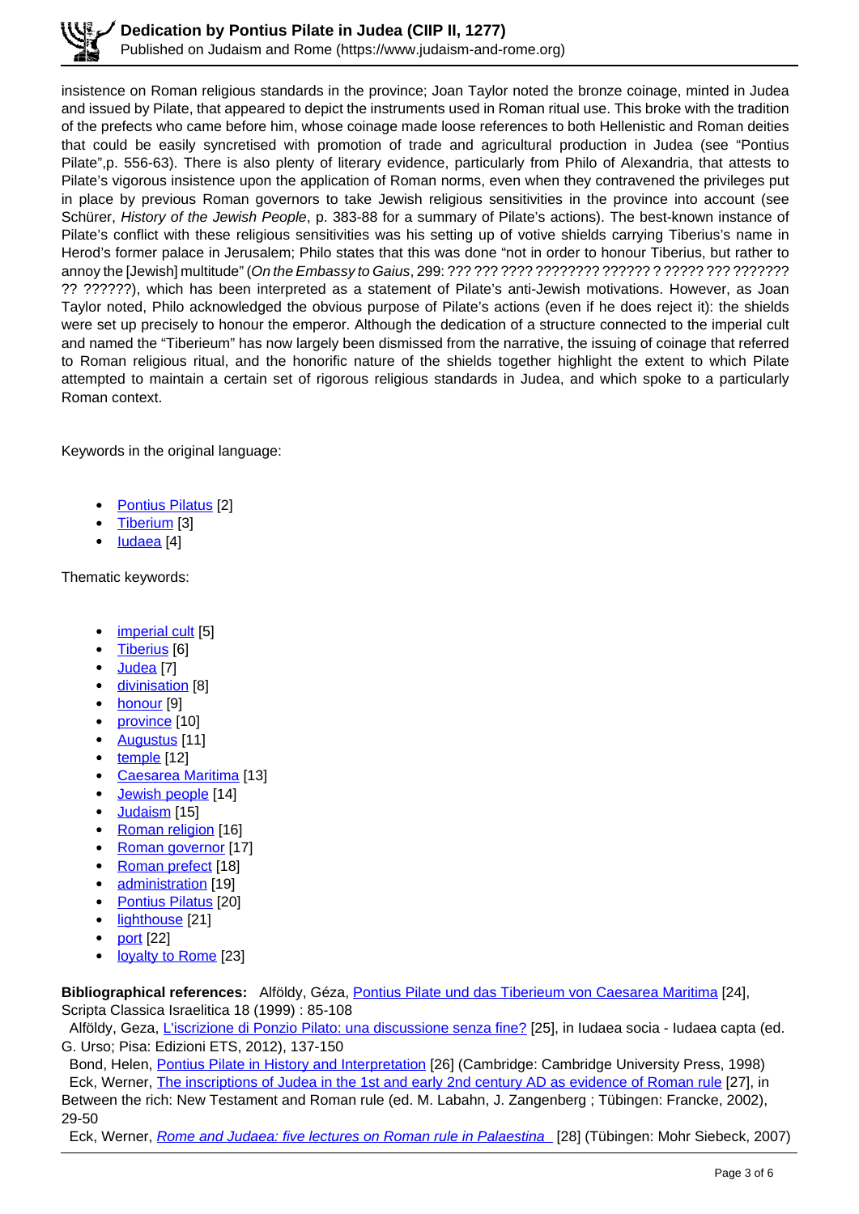insistence on Roman religious standards in the province; Joan Taylor noted the bronze coinage, minted in Judea and issued by Pilate, that appeared to depict the instruments used in Roman ritual use. This broke with the tradition of the prefects who came before him, whose coinage made loose references to both Hellenistic and Roman deities that could be easily syncretised with promotion of trade and agricultural production in Judea (see "Pontius Pilate",p. 556-63). There is also plenty of literary evidence, particularly from Philo of Alexandria, that attests to Pilate's vigorous insistence upon the application of Roman norms, even when they contravened the privileges put in place by previous Roman governors to take Jewish religious sensitivities in the province into account (see Schürer, *History of the Jewish People*, p. 383-88 for a summary of Pilate's actions). The best-known instance of Pilate's conflict with these religious sensitivities was his setting up of votive shields carrying Tiberius's name in Herod's former palace in Jerusalem; Philo states that this was done "not in order to honour Tiberius, but rather to annoy the [Jewish] multitude" (*On the Embassy to Gaius*, 299: ??? ??? ???? ???????? ?????? ? ????? ??? ??????? ?? ??????), which has been interpreted as a statement of Pilate's anti-Jewish motivations. However, as Joan Taylor noted, Philo acknowledged the obvious purpose of Pilate's actions (even if he does reject it): the shields were set up precisely to honour the emperor. Although the dedication of a structure connected to the imperial cult and named the "Tiberieum" has now largely been dismissed from the narrative, the issuing of coinage that referred to Roman religious ritual, and the honorific nature of the shields together highlight the extent to which Pilate attempted to maintain a certain set of rigorous religious standards in Judea, and which spoke to a particularly Roman context.

Keywords in the original language:

- Pontius Pilatus [2]
- Tiberium [3]
- Iudaea [4]

Thematic keywords:

- imperial cult [5]
- Tiberius [6]
- Judea [7]
- divinisation [8]
- honour [9]
- province [10]
- Augustus [11]
- temple [12]
- Caesarea Maritima [13]
- Jewish people [14]
- Judaism [15]
- Roman religion [16]
- Roman governor [17]
- Roman prefect [18]
- administration [19]
- Pontius Pilatus [20]
- lighthouse [21]
- port [22]
- loyalty to Rome [23]

**Bibliographical references:** Alföldy, Géza, Pontius Pilate und das Tiberieum von Caesarea Maritima [24], Scripta Classica Israelitica 18 (1999) : 85-108

Alföldy, Geza, L'iscrizione di Ponzio Pilato: una discussione senza fine? [25], in Iudaea socia - Iudaea capta (ed. G. Urso; Pisa: Edizioni ETS, 2012), 137-150

Bond, Helen, Pontius Pilate in History and Interpretation [26] (Cambridge: Cambridge University Press, 1998)

Eck, Werner, The inscriptions of Judea in the 1st and early 2nd century AD as evidence of Roman rule [27], in Between the rich: New Testament and Roman rule (ed. M. Labahn, J. Zangenberg ; Tübingen: Francke, 2002), 29-50

Eck, Werner, *Rome and Judaea: five lectures on Roman rule in Palaestina* [28] (Tübingen: Mohr Siebeck, 2007)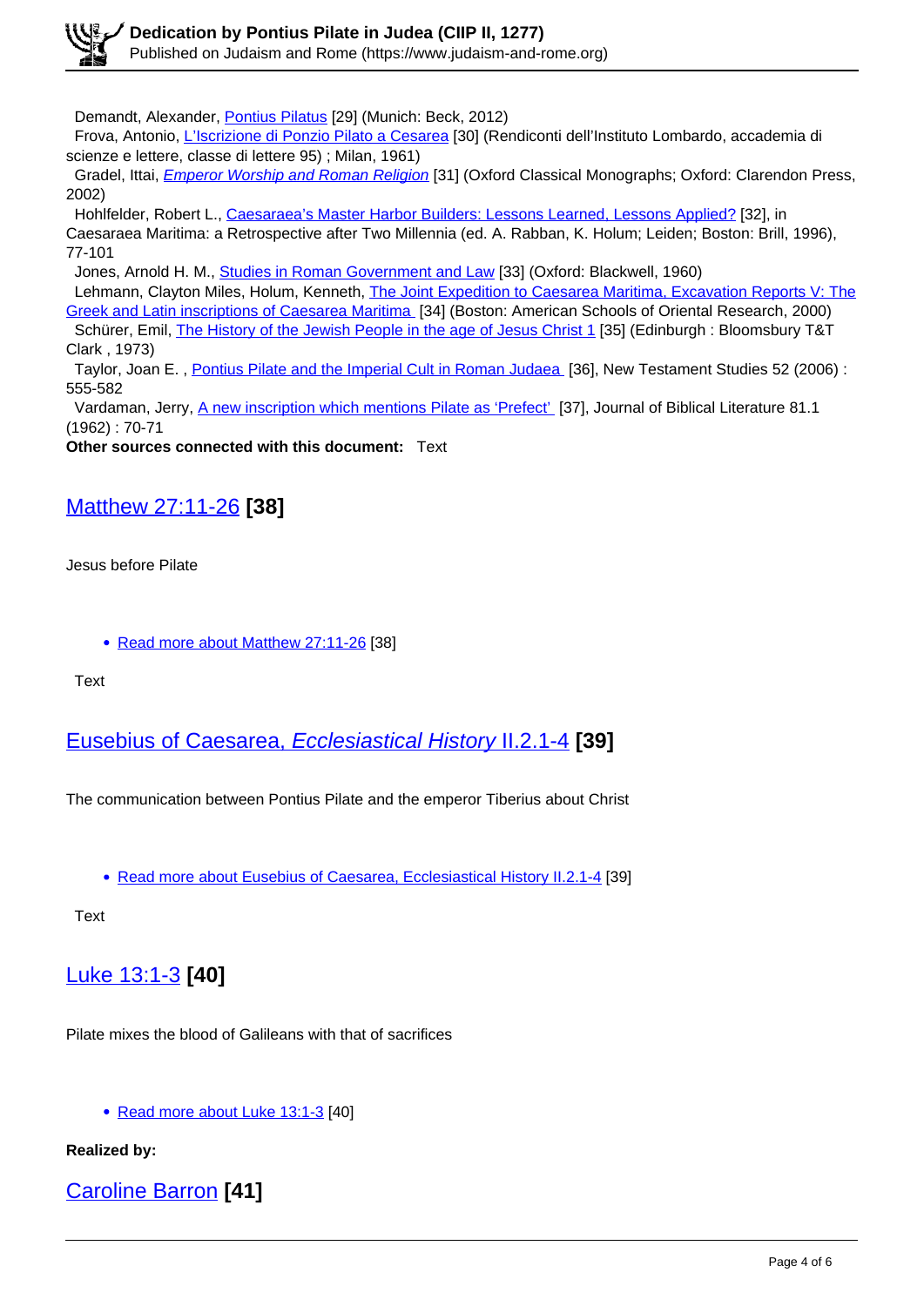Demandt, Alexander, Pontius Pilatus [29] (Munich: Beck, 2012)
Frova, Antonio, L'Iscrizione di Ponzio Pilato a Cesarea [30] (Rendiconti dell'Instituto Lombardo, accademia di scienze e lettere, classe di lettere 95) ; Milan, 1961)
Gradel, Ittai, *Emperor Worship and Roman Religion* [31] (Oxford Classical Monographs; Oxford: Clarendon Press, 2002)
Hohlfelder, Robert L., Caesaraea's Master Harbor Builders: Lessons Learned, Lessons Applied? [32], in Caesaraea Maritima: a Retrospective after Two Millennia (ed. A. Rabban, K. Holum; Leiden; Boston: Brill, 1996), 77-101
Jones, Arnold H. M., Studies in Roman Government and Law [33] (Oxford: Blackwell, 1960)
Lehmann, Clayton Miles, Holum, Kenneth, The Joint Expedition to Caesarea Maritima, Excavation Reports V: The Greek and Latin inscriptions of Caesarea Maritima [34] (Boston: American Schools of Oriental Research, 2000)
Schürer, Emil, The History of the Jewish People in the age of Jesus Christ 1 [35] (Edinburgh : Bloomsbury T&T Clark , 1973)
Taylor, Joan E. , Pontius Pilate and the Imperial Cult in Roman Judaea [36], New Testament Studies 52 (2006) : 555-582
Vardaman, Jerry, A new inscription which mentions Pilate as 'Prefect' [37], Journal of Biblical Literature 81.1 (1962) : 70-71

**Other sources connected with this document:** Text

## Matthew 27:11-26 [38]

Jesus before Pilate

- Read more about Matthew 27:11-26 [38]

Text

## Eusebius of Caesarea, *Ecclesiastical History* II.2.1-4 [39]

The communication between Pontius Pilate and the emperor Tiberius about Christ

- Read more about Eusebius of Caesarea, Ecclesiastical History II.2.1-4 [39]

Text

## Luke 13:1-3 [40]

Pilate mixes the blood of Galileans with that of sacrifices

- Read more about Luke 13:1-3 [40]

**Realized by:**

## Caroline Barron [41]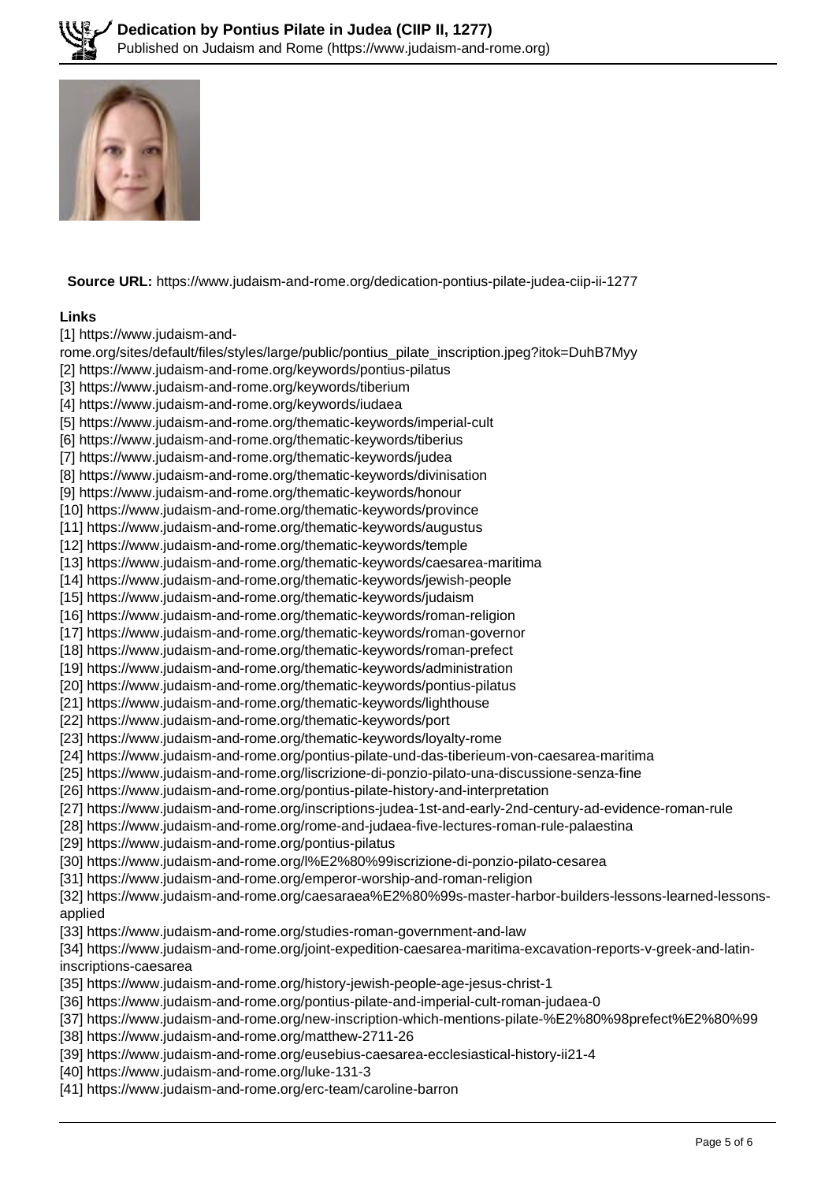**Source URL:** https://www.judaism-and-rome.org/dedication-pontius-pilate-judea-ciip-ii-1277

**Links**

[1] https://www.judaism-and-rome.org/sites/default/files/styles/large/public/pontius_pilate_inscription.jpeg?itok=DuhB7Myy
[2] https://www.judaism-and-rome.org/keywords/pontius-pilatus
[3] https://www.judaism-and-rome.org/keywords/tiberium
[4] https://www.judaism-and-rome.org/keywords/iudaea
[5] https://www.judaism-and-rome.org/thematic-keywords/imperial-cult
[6] https://www.judaism-and-rome.org/thematic-keywords/tiberius
[7] https://www.judaism-and-rome.org/thematic-keywords/judea
[8] https://www.judaism-and-rome.org/thematic-keywords/divinisation
[9] https://www.judaism-and-rome.org/thematic-keywords/honour
[10] https://www.judaism-and-rome.org/thematic-keywords/province
[11] https://www.judaism-and-rome.org/thematic-keywords/augustus
[12] https://www.judaism-and-rome.org/thematic-keywords/temple
[13] https://www.judaism-and-rome.org/thematic-keywords/caesarea-maritima
[14] https://www.judaism-and-rome.org/thematic-keywords/jewish-people
[15] https://www.judaism-and-rome.org/thematic-keywords/judaism
[16] https://www.judaism-and-rome.org/thematic-keywords/roman-religion
[17] https://www.judaism-and-rome.org/thematic-keywords/roman-governor
[18] https://www.judaism-and-rome.org/thematic-keywords/roman-prefect
[19] https://www.judaism-and-rome.org/thematic-keywords/administration
[20] https://www.judaism-and-rome.org/thematic-keywords/pontius-pilatus
[21] https://www.judaism-and-rome.org/thematic-keywords/lighthouse
[22] https://www.judaism-and-rome.org/thematic-keywords/port
[23] https://www.judaism-and-rome.org/thematic-keywords/loyalty-rome
[24] https://www.judaism-and-rome.org/pontius-pilate-und-das-tiberieum-von-caesarea-maritima
[25] https://www.judaism-and-rome.org/liscrizione-di-ponzio-pilato-una-discussione-senza-fine
[26] https://www.judaism-and-rome.org/pontius-pilate-history-and-interpretation
[27] https://www.judaism-and-rome.org/inscriptions-judea-1st-and-early-2nd-century-ad-evidence-roman-rule
[28] https://www.judaism-and-rome.org/rome-and-judaea-five-lectures-roman-rule-palaestina
[29] https://www.judaism-and-rome.org/pontius-pilatus
[30] https://www.judaism-and-rome.org/l%E2%80%99iscrizione-di-ponzio-pilato-cesarea
[31] https://www.judaism-and-rome.org/emperor-worship-and-roman-religion
[32] https://www.judaism-and-rome.org/caesaraea%E2%80%99s-master-harbor-builders-lessons-learned-lessons-applied
[33] https://www.judaism-and-rome.org/studies-roman-government-and-law
[34] https://www.judaism-and-rome.org/joint-expedition-caesarea-maritima-excavation-reports-v-greek-and-latin-inscriptions-caesarea
[35] https://www.judaism-and-rome.org/history-jewish-people-age-jesus-christ-1
[36] https://www.judaism-and-rome.org/pontius-pilate-and-imperial-cult-roman-judaea-0
[37] https://www.judaism-and-rome.org/new-inscription-which-mentions-pilate-%E2%80%98prefect%E2%80%99
[38] https://www.judaism-and-rome.org/matthew-2711-26
[39] https://www.judaism-and-rome.org/eusebius-caesarea-ecclesiastical-history-ii21-4
[40] https://www.judaism-and-rome.org/luke-131-3
[41] https://www.judaism-and-rome.org/erc-team/caroline-barron